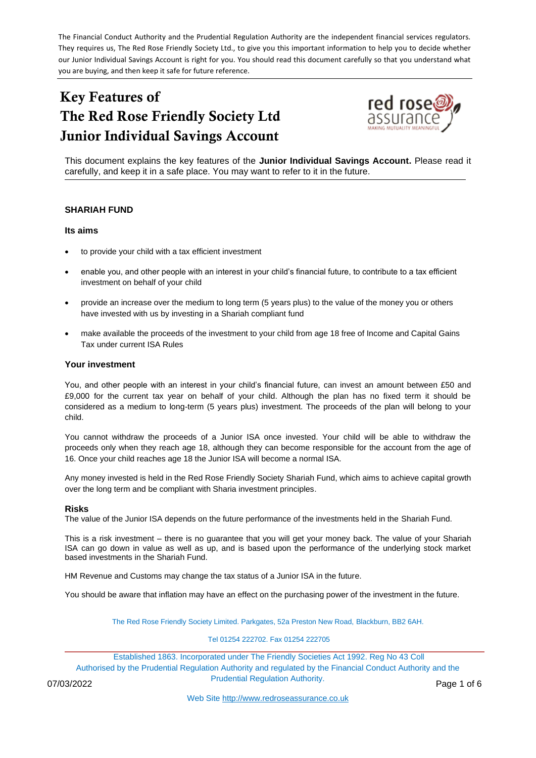The Financial Conduct Authority and the Prudential Regulation Authority are the independent financial services regulators. They requires us, The Red Rose Friendly Society Ltd., to give you this important information to help you to decide whether our Junior Individual Savings Account is right for you. You should read this document carefully so that you understand what you are buying, and then keep it safe for future reference.

# Key Features of The Red Rose Friendly Society Ltd Junior Individual Savings Account

This document explains the key features of the **Junior Individual Savings Account.** Please read it carefully, and keep it in a safe place. You may want to refer to it in the future.

## SHARIAH FUND

### Its aims

- to provide your child with a tax efficient investment
- enable you, and other people with an interest in your child's financial future, to contribute to a tax efficient investment on behalf of your child
- provide an increase over the medium to long term (5 years plus) to the value of the money you or others have invested with us by investing in a Shariah compliant fund
- make available the proceeds of the investment to your child from age 18 free of Income and Capital Gains Tax under current ISA Rules

### Your investment

You, and other people with an interest in your child's financial future, can invest an amount between £50 and £9,000 for the current tax year on behalf of your child. Although the plan has no fixed term it should be considered as a medium to long-term (5 years plus) investment. The proceeds of the plan will belong to your child.

You cannot withdraw the proceeds of a Junior ISA once invested. Your child will be able to withdraw the proceeds only when they reach age 18, although they can become responsible for the account from the age of 16. Once your child reaches age 18 the Junior ISA will become a normal ISA.

Any money invested is held in the Red Rose Friendly Society Shariah Fund, which aims to achieve capital growth over the long term and be compliant with Sharia investment principles.

### Risks

The value of the Junior ISA depends on the future performance of the investments held in the Shariah Fund.

This is a risk investment – there is no guarantee that you will get your money back. The value of your Shariah ISA can go down in value as well as up, and is based upon the performance of the underlying stock market based investments in the Shariah Fund.

HM Revenue and Customs may change the tax status of a Junior ISA in the future.

You should be aware that inflation may have an effect on the purchasing power of the investment in the future.

The Red Rose Friendly Society Limited. Parkgates, 52a Preston New Road, Blackburn, BB2 6AH.

Tel 01254 222702. Fax 01254 222705

Established 1863. Incorporated under The Friendly Societies Act 1992. Reg No 43 Coll
Authorised by the Prudential Regulation Authority and regulated by the Financial Conduct Authority and the Prudential Regulation Authority.

07/03/2022

Web Site http://www.redroseassurance.co.uk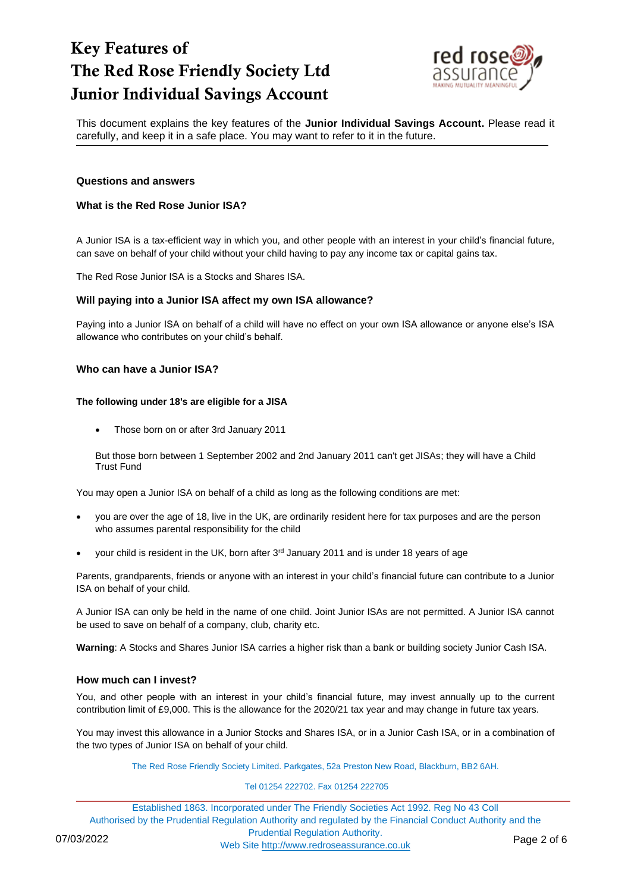# Key Features of The Red Rose Friendly Society Ltd Junior Individual Savings Account

This document explains the key features of the **Junior Individual Savings Account.** Please read it carefully, and keep it in a safe place. You may want to refer to it in the future.

## Questions and answers

### What is the Red Rose Junior ISA?

A Junior ISA is a tax-efficient way in which you, and other people with an interest in your child's financial future, can save on behalf of your child without your child having to pay any income tax or capital gains tax.

The Red Rose Junior ISA is a Stocks and Shares ISA.

### Will paying into a Junior ISA affect my own ISA allowance?

Paying into a Junior ISA on behalf of a child will have no effect on your own ISA allowance or anyone else's ISA allowance who contributes on your child's behalf.

### Who can have a Junior ISA?

**The following under 18's are eligible for a JISA**

- Those born on or after 3rd January 2011

But those born between 1 September 2002 and 2nd January 2011 can't get JISAs; they will have a Child Trust Fund

You may open a Junior ISA on behalf of a child as long as the following conditions are met:

- you are over the age of 18, live in the UK, are ordinarily resident here for tax purposes and are the person who assumes parental responsibility for the child
- your child is resident in the UK, born after 3rd January 2011 and is under 18 years of age

Parents, grandparents, friends or anyone with an interest in your child's financial future can contribute to a Junior ISA on behalf of your child.

A Junior ISA can only be held in the name of one child. Joint Junior ISAs are not permitted. A Junior ISA cannot be used to save on behalf of a company, club, charity etc.

**Warning**: A Stocks and Shares Junior ISA carries a higher risk than a bank or building society Junior Cash ISA.

### How much can I invest?

You, and other people with an interest in your child's financial future, may invest annually up to the current contribution limit of £9,000. This is the allowance for the 2020/21 tax year and may change in future tax years.

You may invest this allowance in a Junior Stocks and Shares ISA, or in a Junior Cash ISA, or in a combination of the two types of Junior ISA on behalf of your child.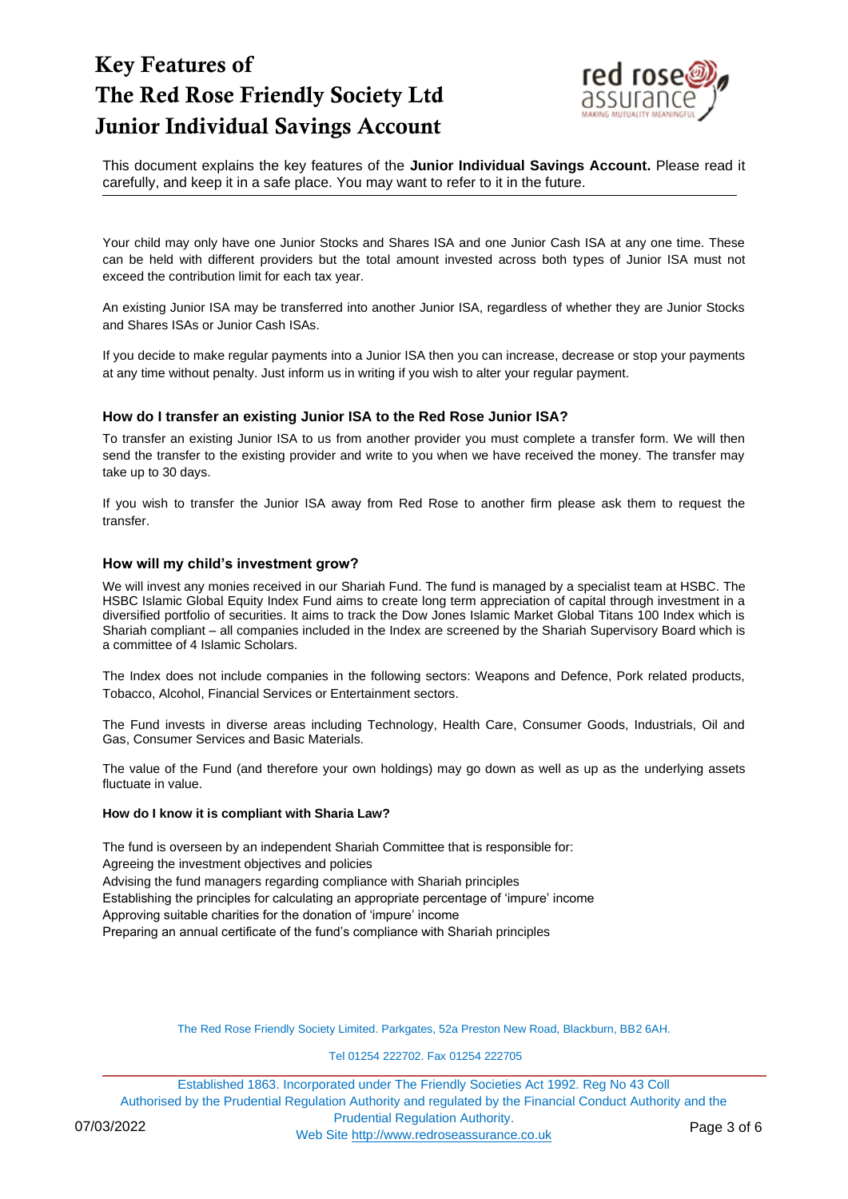# Key Features of The Red Rose Friendly Society Ltd Junior Individual Savings Account

This document explains the key features of the **Junior Individual Savings Account.** Please read it carefully, and keep it in a safe place. You may want to refer to it in the future.

Your child may only have one Junior Stocks and Shares ISA and one Junior Cash ISA at any one time. These can be held with different providers but the total amount invested across both types of Junior ISA must not exceed the contribution limit for each tax year.

An existing Junior ISA may be transferred into another Junior ISA, regardless of whether they are Junior Stocks and Shares ISAs or Junior Cash ISAs.

If you decide to make regular payments into a Junior ISA then you can increase, decrease or stop your payments at any time without penalty. Just inform us in writing if you wish to alter your regular payment.

### How do I transfer an existing Junior ISA to the Red Rose Junior ISA?

To transfer an existing Junior ISA to us from another provider you must complete a transfer form. We will then send the transfer to the existing provider and write to you when we have received the money. The transfer may take up to 30 days.

If you wish to transfer the Junior ISA away from Red Rose to another firm please ask them to request the transfer.

### How will my child's investment grow?

We will invest any monies received in our Shariah Fund. The fund is managed by a specialist team at HSBC. The HSBC Islamic Global Equity Index Fund aims to create long term appreciation of capital through investment in a diversified portfolio of securities. It aims to track the Dow Jones Islamic Market Global Titans 100 Index which is Shariah compliant – all companies included in the Index are screened by the Shariah Supervisory Board which is a committee of 4 Islamic Scholars.

The Index does not include companies in the following sectors: Weapons and Defence, Pork related products, Tobacco, Alcohol, Financial Services or Entertainment sectors.

The Fund invests in diverse areas including Technology, Health Care, Consumer Goods, Industrials, Oil and Gas, Consumer Services and Basic Materials.

The value of the Fund (and therefore your own holdings) may go down as well as up as the underlying assets fluctuate in value.

#### How do I know it is compliant with Sharia Law?

The fund is overseen by an independent Shariah Committee that is responsible for:

Agreeing the investment objectives and policies

Advising the fund managers regarding compliance with Shariah principles

Establishing the principles for calculating an appropriate percentage of 'impure' income

Approving suitable charities for the donation of 'impure' income

Preparing an annual certificate of the fund's compliance with Shariah principles

The Red Rose Friendly Society Limited. Parkgates, 52a Preston New Road, Blackburn, BB2 6AH.

Tel 01254 222702. Fax 01254 222705

Established 1863. Incorporated under The Friendly Societies Act 1992. Reg No 43 Coll
Authorised by the Prudential Regulation Authority and regulated by the Financial Conduct Authority and the Prudential Regulation Authority.
Web Site http://www.redroseassurance.co.uk

07/03/2022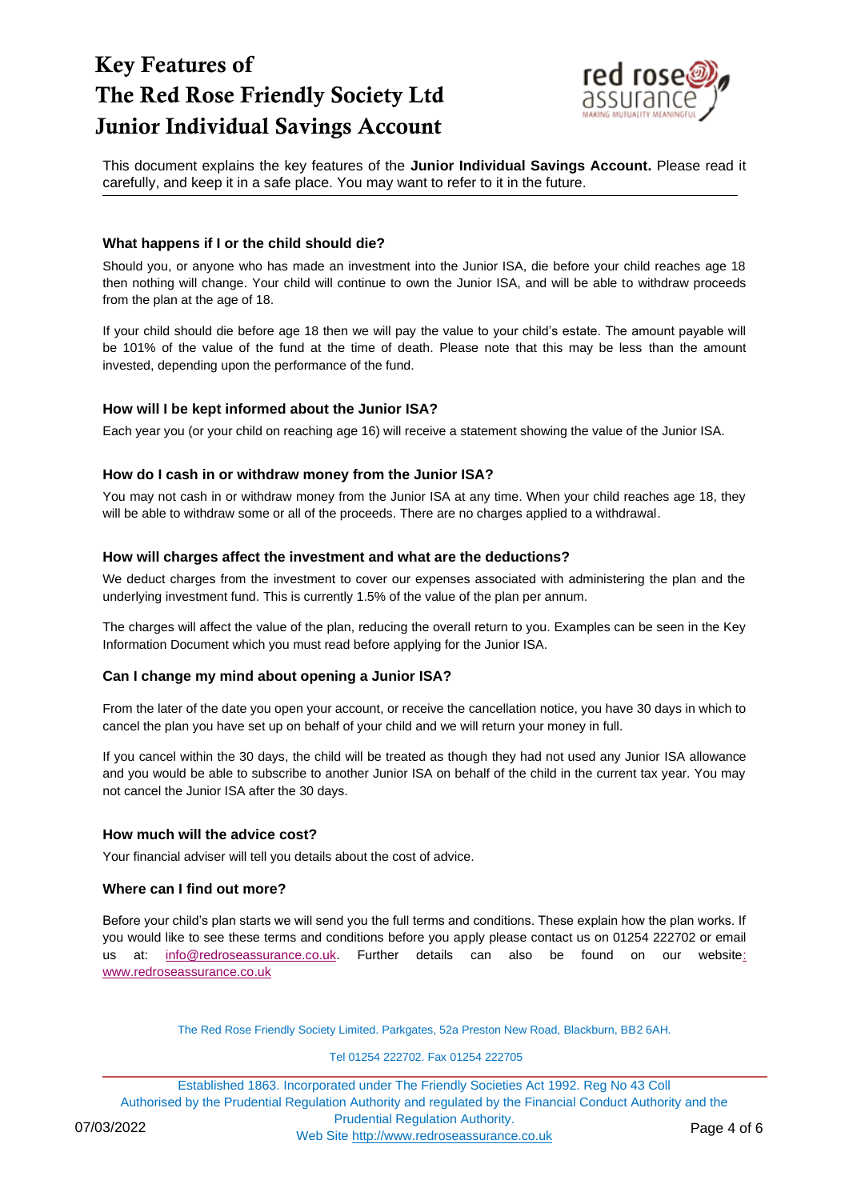# Key Features of The Red Rose Friendly Society Ltd Junior Individual Savings Account

This document explains the key features of the **Junior Individual Savings Account.** Please read it carefully, and keep it in a safe place. You may want to refer to it in the future.

### What happens if I or the child should die?

Should you, or anyone who has made an investment into the Junior ISA, die before your child reaches age 18 then nothing will change. Your child will continue to own the Junior ISA, and will be able to withdraw proceeds from the plan at the age of 18.

If your child should die before age 18 then we will pay the value to your child's estate. The amount payable will be 101% of the value of the fund at the time of death. Please note that this may be less than the amount invested, depending upon the performance of the fund.

### How will I be kept informed about the Junior ISA?

Each year you (or your child on reaching age 16) will receive a statement showing the value of the Junior ISA.

### How do I cash in or withdraw money from the Junior ISA?

You may not cash in or withdraw money from the Junior ISA at any time. When your child reaches age 18, they will be able to withdraw some or all of the proceeds. There are no charges applied to a withdrawal.

### How will charges affect the investment and what are the deductions?

We deduct charges from the investment to cover our expenses associated with administering the plan and the underlying investment fund. This is currently 1.5% of the value of the plan per annum.

The charges will affect the value of the plan, reducing the overall return to you. Examples can be seen in the Key Information Document which you must read before applying for the Junior ISA.

### Can I change my mind about opening a Junior ISA?

From the later of the date you open your account, or receive the cancellation notice, you have 30 days in which to cancel the plan you have set up on behalf of your child and we will return your money in full.

If you cancel within the 30 days, the child will be treated as though they had not used any Junior ISA allowance and you would be able to subscribe to another Junior ISA on behalf of the child in the current tax year. You may not cancel the Junior ISA after the 30 days.

### How much will the advice cost?

Your financial adviser will tell you details about the cost of advice.

### Where can I find out more?

Before your child's plan starts we will send you the full terms and conditions. These explain how the plan works. If you would like to see these terms and conditions before you apply please contact us on 01254 222702 or email us at: info@redroseassurance.co.uk. Further details can also be found on our website: www.redroseassurance.co.uk

The Red Rose Friendly Society Limited. Parkgates, 52a Preston New Road, Blackburn, BB2 6AH.

Tel 01254 222702. Fax 01254 222705

Established 1863. Incorporated under The Friendly Societies Act 1992. Reg No 43 Coll
Authorised by the Prudential Regulation Authority and regulated by the Financial Conduct Authority and the Prudential Regulation Authority.
Web Site http://www.redroseassurance.co.uk

07/03/2022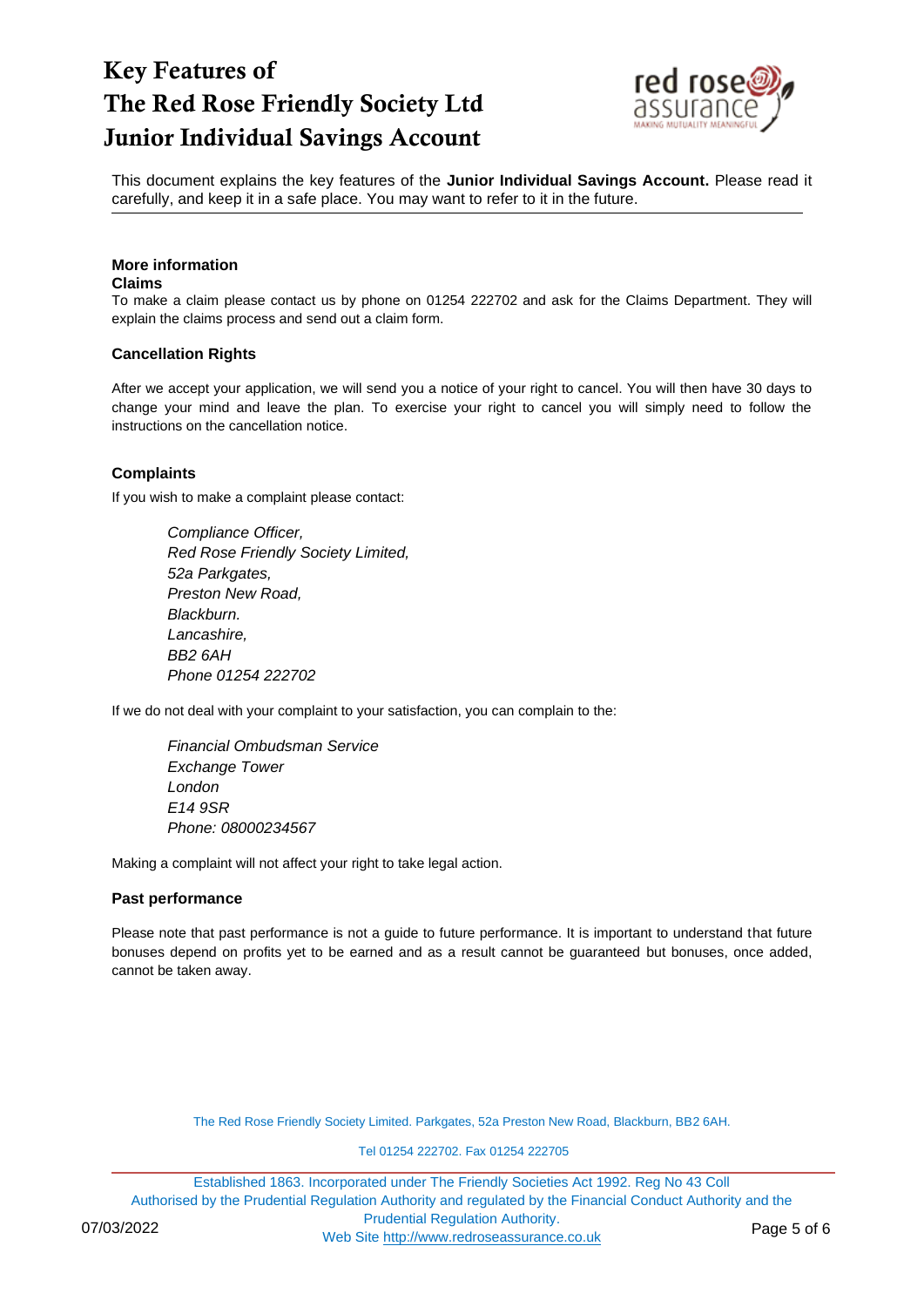# Key Features of The Red Rose Friendly Society Ltd Junior Individual Savings Account

This document explains the key features of the **Junior Individual Savings Account.** Please read it carefully, and keep it in a safe place. You may want to refer to it in the future.

## More information

### Claims

To make a claim please contact us by phone on 01254 222702 and ask for the Claims Department. They will explain the claims process and send out a claim form.

### Cancellation Rights

After we accept your application, we will send you a notice of your right to cancel. You will then have 30 days to change your mind and leave the plan. To exercise your right to cancel you will simply need to follow the instructions on the cancellation notice.

### Complaints

If you wish to make a complaint please contact:

*Compliance Officer,*
*Red Rose Friendly Society Limited,*
*52a Parkgates,*
*Preston New Road,*
*Blackburn.*
*Lancashire,*
*BB2 6AH*
*Phone 01254 222702*

If we do not deal with your complaint to your satisfaction, you can complain to the:

*Financial Ombudsman Service*
*Exchange Tower*
*London*
*E14 9SR*
*Phone: 08000234567*

Making a complaint will not affect your right to take legal action.

### Past performance

Please note that past performance is not a guide to future performance. It is important to understand that future bonuses depend on profits yet to be earned and as a result cannot be guaranteed but bonuses, once added, cannot be taken away.

The Red Rose Friendly Society Limited. Parkgates, 52a Preston New Road, Blackburn, BB2 6AH.

Tel 01254 222702. Fax 01254 222705

Established 1863. Incorporated under The Friendly Societies Act 1992. Reg No 43 Coll
Authorised by the Prudential Regulation Authority and regulated by the Financial Conduct Authority and the Prudential Regulation Authority.
Web Site http://www.redroseassurance.co.uk

07/03/2022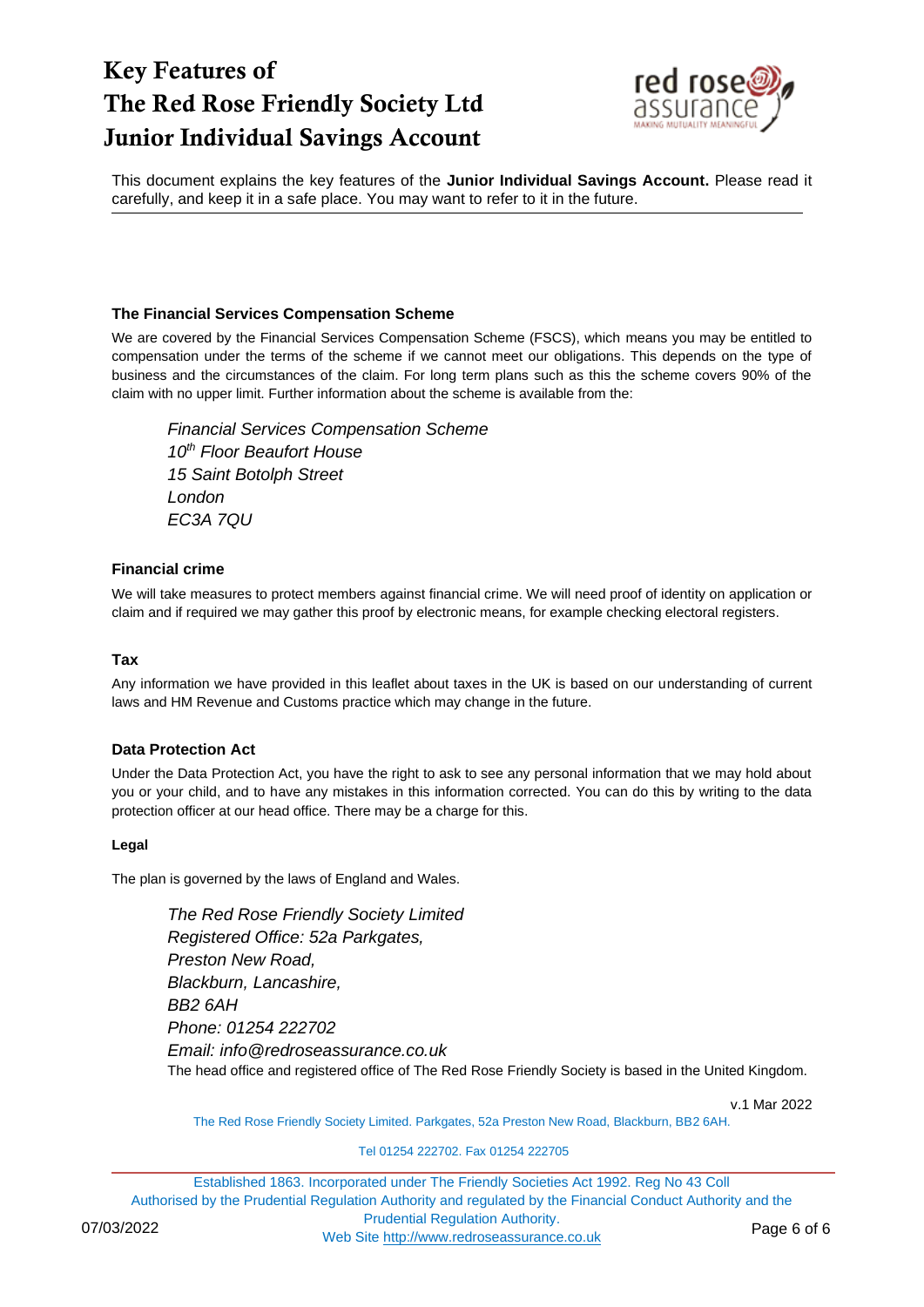# Key Features of The Red Rose Friendly Society Ltd Junior Individual Savings Account

This document explains the key features of the **Junior Individual Savings Account.** Please read it carefully, and keep it in a safe place. You may want to refer to it in the future.

### The Financial Services Compensation Scheme

We are covered by the Financial Services Compensation Scheme (FSCS), which means you may be entitled to compensation under the terms of the scheme if we cannot meet our obligations. This depends on the type of business and the circumstances of the claim. For long term plans such as this the scheme covers 90% of the claim with no upper limit. Further information about the scheme is available from the:

*Financial Services Compensation Scheme*
*10th Floor Beaufort House*
*15 Saint Botolph Street*
*London*
*EC3A 7QU*

### Financial crime

We will take measures to protect members against financial crime. We will need proof of identity on application or claim and if required we may gather this proof by electronic means, for example checking electoral registers.

### Tax

Any information we have provided in this leaflet about taxes in the UK is based on our understanding of current laws and HM Revenue and Customs practice which may change in the future.

### Data Protection Act

Under the Data Protection Act, you have the right to ask to see any personal information that we may hold about you or your child, and to have any mistakes in this information corrected. You can do this by writing to the data protection officer at our head office. There may be a charge for this.

#### Legal

The plan is governed by the laws of England and Wales.

*The Red Rose Friendly Society Limited*
*Registered Office: 52a Parkgates,*
*Preston New Road,*
*Blackburn, Lancashire,*
*BB2 6AH*
*Phone: 01254 222702*
*Email: info@redroseassurance.co.uk*

The head office and registered office of The Red Rose Friendly Society is based in the United Kingdom.

v.1 Mar 2022

The Red Rose Friendly Society Limited. Parkgates, 52a Preston New Road, Blackburn, BB2 6AH.

Tel 01254 222702. Fax 01254 222705

Established 1863. Incorporated under The Friendly Societies Act 1992. Reg No 43 Coll
Authorised by the Prudential Regulation Authority and regulated by the Financial Conduct Authority and the Prudential Regulation Authority.
Web Site http://www.redroseassurance.co.uk